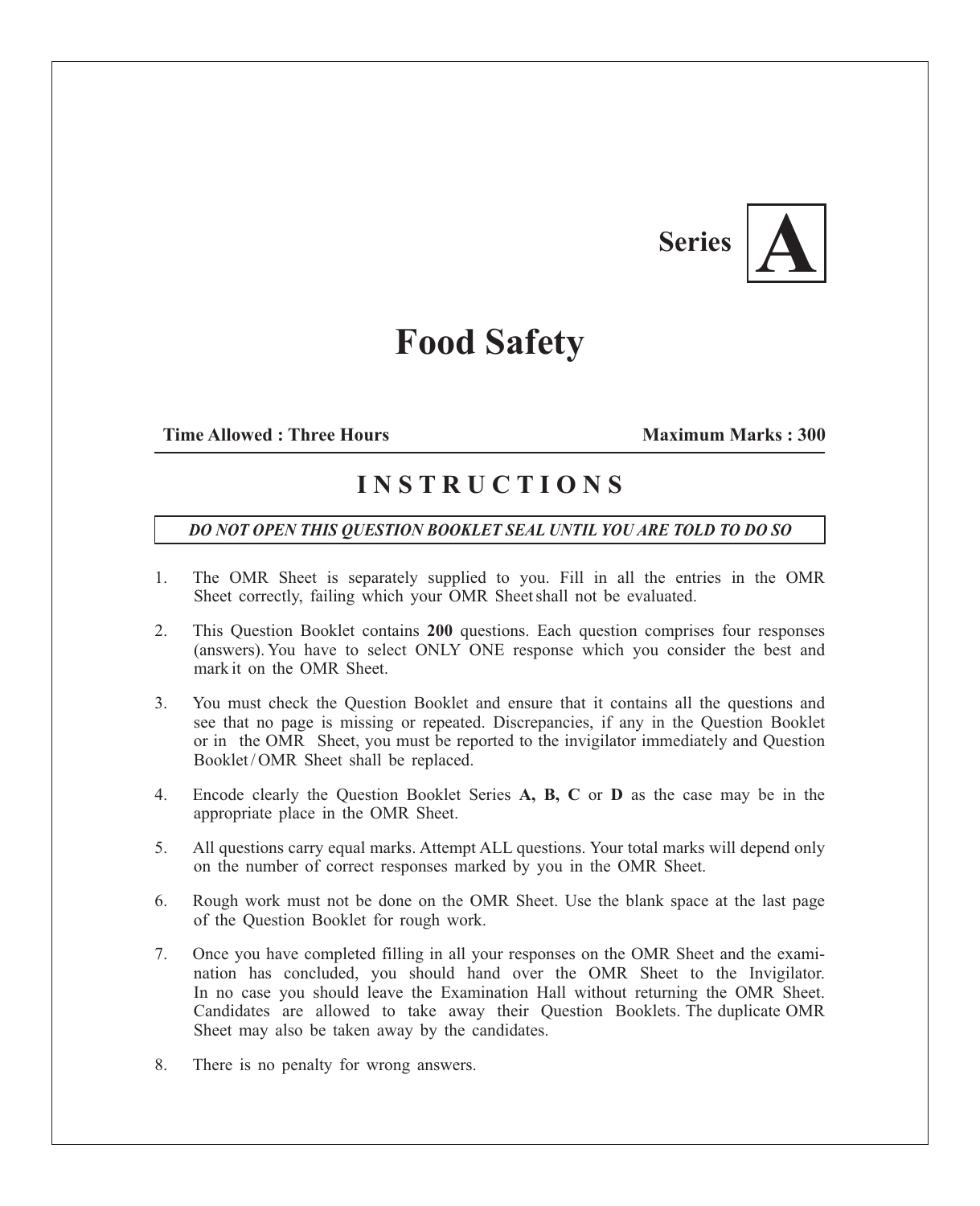**Series A**

# Food Safety

**Time Allowed : Three Hours** **Maximum Marks : 300**

## INSTRUCTIONS

***DO NOT OPEN THIS QUESTION BOOKLET SEAL UNTIL YOU ARE TOLD TO DO SO***

1. The OMR Sheet is separately supplied to you. Fill in all the entries in the OMR Sheet correctly, failing which your OMR Sheet shall not be evaluated.

2. This Question Booklet contains **200** questions. Each question comprises four responses (answers). You have to select ONLY ONE response which you consider the best and mark it on the OMR Sheet.

3. You must check the Question Booklet and ensure that it contains all the questions and see that no page is missing or repeated. Discrepancies, if any in the Question Booklet or in the OMR Sheet, you must be reported to the invigilator immediately and Question Booklet / OMR Sheet shall be replaced.

4. Encode clearly the Question Booklet Series **A, B, C** or **D** as the case may be in the appropriate place in the OMR Sheet.

5. All questions carry equal marks. Attempt ALL questions. Your total marks will depend only on the number of correct responses marked by you in the OMR Sheet.

6. Rough work must not be done on the OMR Sheet. Use the blank space at the last page of the Question Booklet for rough work.

7. Once you have completed filling in all your responses on the OMR Sheet and the examination has concluded, you should hand over the OMR Sheet to the Invigilator. In no case you should leave the Examination Hall without returning the OMR Sheet. Candidates are allowed to take away their Question Booklets. The duplicate OMR Sheet may also be taken away by the candidates.

8. There is no penalty for wrong answers.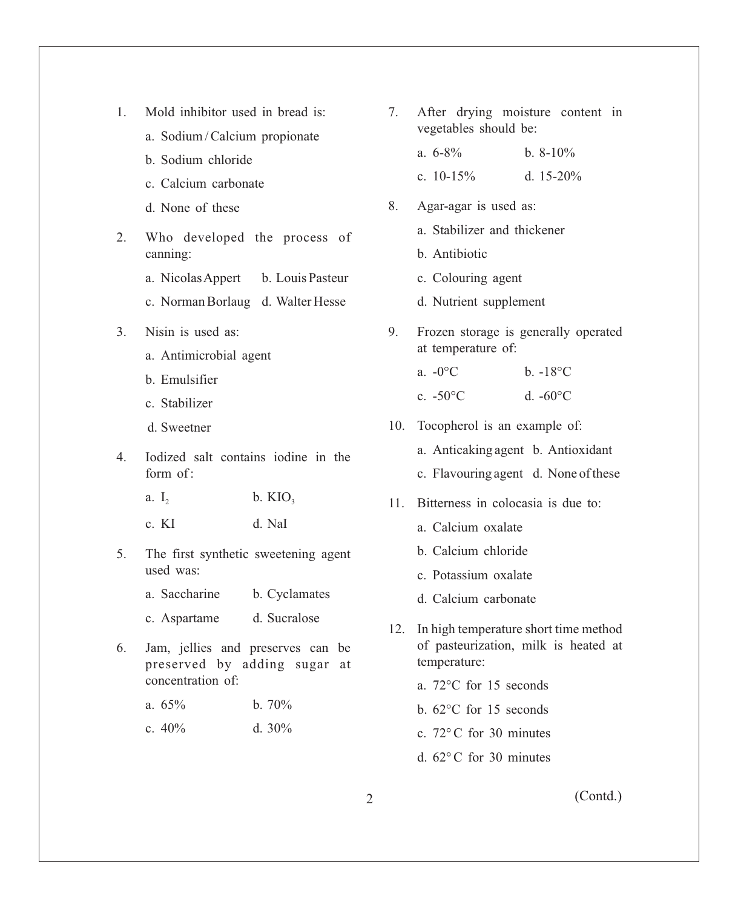1. Mold inhibitor used in bread is:
   a. Sodium / Calcium propionate
   b. Sodium chloride
   c. Calcium carbonate
   d. None of these

2. Who developed the process of canning:
   a. Nicolas Appert
   b. Louis Pasteur
   c. Norman Borlaug
   d. Walter Hesse

3. Nisin is used as:
   a. Antimicrobial agent
   b. Emulsifier
   c. Stabilizer
   d. Sweetner

4. Iodized salt contains iodine in the form of:
   a. $I_2$
   b. $KIO_3$
   c. KI
   d. NaI

5. The first synthetic sweetening agent used was:
   a. Saccharine
   b. Cyclamates
   c. Aspartame
   d. Sucralose

6. Jam, jellies and preserves can be preserved by adding sugar at concentration of:
   a. 65%
   b. 70%
   c. 40%
   d. 30%

7. After drying moisture content in vegetables should be:
   a. 6-8%
   b. 8-10%
   c. 10-15%
   d. 15-20%

8. Agar-agar is used as:
   a. Stabilizer and thickener
   b. Antibiotic
   c. Colouring agent
   d. Nutrient supplement

9. Frozen storage is generally operated at temperature of:
   a. -0°C
   b. -18°C
   c. -50°C
   d. -60°C

10. Tocopherol is an example of:
    a. Anticaking agent
    b. Antioxidant
    c. Flavouring agent
    d. None of these

11. Bitterness in colocasia is due to:
    a. Calcium oxalate
    b. Calcium chloride
    c. Potassium oxalate
    d. Calcium carbonate

12. In high temperature short time method of pasteurization, milk is heated at temperature:
    a. 72°C for 15 seconds
    b. 62°C for 15 seconds
    c. 72° C for 30 minutes
    d. 62° C for 30 minutes

(Contd.)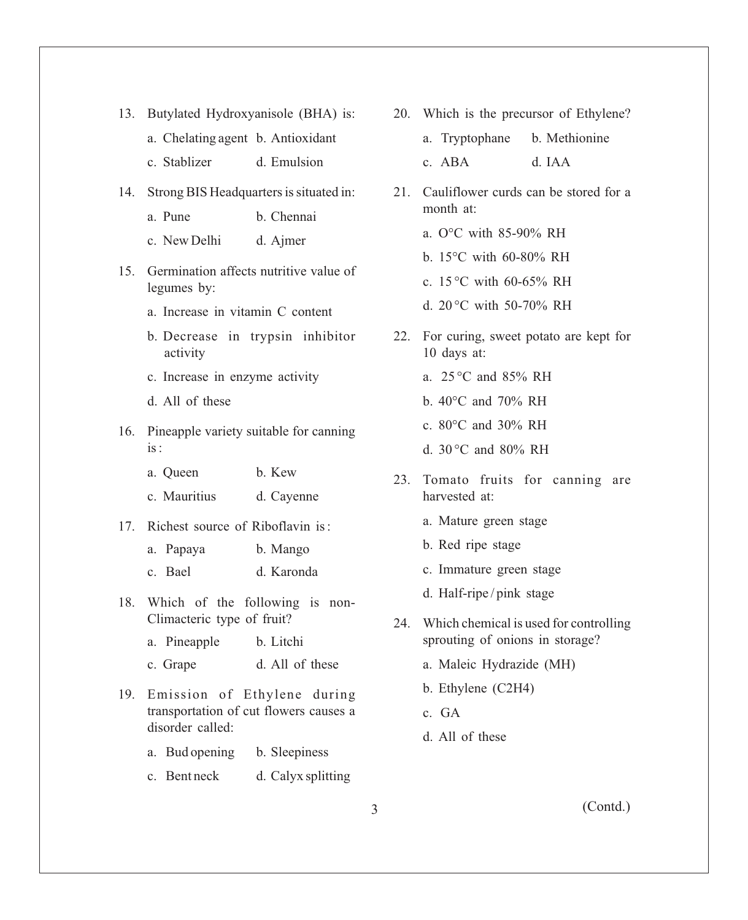13. Butylated Hydroxyanisole (BHA) is:
    - a. Chelating agent
    - b. Antioxidant
    - c. Stablizer
    - d. Emulsion

14. Strong BIS Headquarters is situated in:
    - a. Pune
    - b. Chennai
    - c. New Delhi
    - d. Ajmer

15. Germination affects nutritive value of legumes by:
    - a. Increase in vitamin C content
    - b. Decrease in trypsin inhibitor activity
    - c. Increase in enzyme activity
    - d. All of these

16. Pineapple variety suitable for canning is :
    - a. Queen
    - b. Kew
    - c. Mauritius
    - d. Cayenne

17. Richest source of Riboflavin is :
    - a. Papaya
    - b. Mango
    - c. Bael
    - d. Karonda

18. Which of the following is non-Climacteric type of fruit?
    - a. Pineapple
    - b. Litchi
    - c. Grape
    - d. All of these

19. Emission of Ethylene during transportation of cut flowers causes a disorder called:
    - a. Bud opening
    - b. Sleepiness
    - c. Bent neck
    - d. Calyx splitting

20. Which is the precursor of Ethylene?
    - a. Tryptophane
    - b. Methionine
    - c. ABA
    - d. IAA

21. Cauliflower curds can be stored for a month at:
    - a. O°C with 85-90% RH
    - b. 15°C with 60-80% RH
    - c. 15 °C with 60-65% RH
    - d. 20 °C with 50-70% RH

22. For curing, sweet potato are kept for 10 days at:
    - a. 25 °C and 85% RH
    - b. 40°C and 70% RH
    - c. 80°C and 30% RH
    - d. 30 °C and 80% RH

23. Tomato fruits for canning are harvested at:
    - a. Mature green stage
    - b. Red ripe stage
    - c. Immature green stage
    - d. Half-ripe / pink stage

24. Which chemical is used for controlling sprouting of onions in storage?
    - a. Maleic Hydrazide (MH)
    - b. Ethylene ($C_2H_4$)
    - c. GA
    - d. All of these

(Contd.)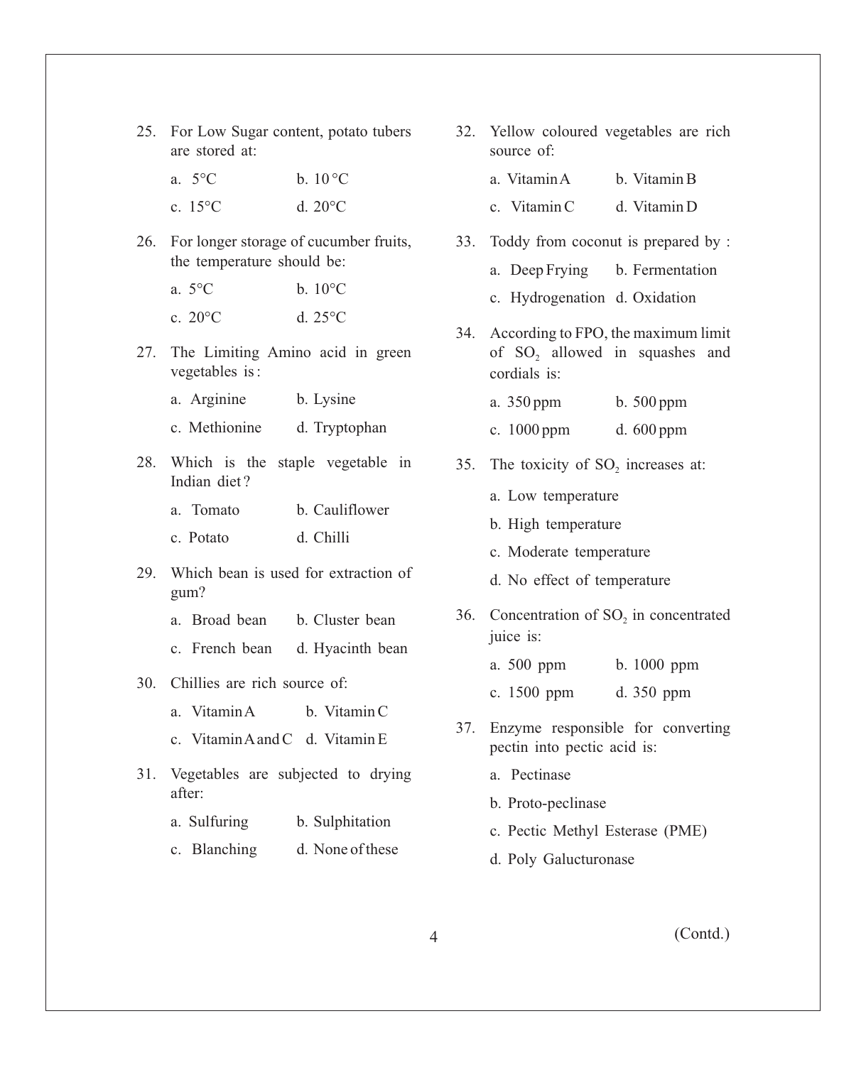25. For Low Sugar content, potato tubers are stored at:

    a. 5°C b. 10 °C

    c. 15°C d. 20°C

26. For longer storage of cucumber fruits, the temperature should be:

    a. 5°C b. 10°C

    c. 20°C d. 25°C

27. The Limiting Amino acid in green vegetables is :

    a. Arginine b. Lysine

    c. Methionine d. Tryptophan

28. Which is the staple vegetable in Indian diet ?

    a. Tomato b. Cauliflower

    c. Potato d. Chilli

29. Which bean is used for extraction of gum?

    a. Broad bean b. Cluster bean

    c. French bean d. Hyacinth bean

30. Chillies are rich source of:

    a. Vitamin A b. Vitamin C

    c. Vitamin A and C d. Vitamin E

31. Vegetables are subjected to drying after:

    a. Sulfuring b. Sulphitation

    c. Blanching d. None of these

32. Yellow coloured vegetables are rich source of:

    a. Vitamin A b. Vitamin B

    c. Vitamin C d. Vitamin D

33. Toddy from coconut is prepared by :

    a. Deep Frying b. Fermentation

    c. Hydrogenation d. Oxidation

34. According to FPO, the maximum limit of $SO_2$ allowed in squashes and cordials is:

    a. 350 ppm b. 500 ppm

    c. 1000 ppm d. 600 ppm

35. The toxicity of $SO_2$ increases at:

    a. Low temperature

    b. High temperature

    c. Moderate temperature

    d. No effect of temperature

36. Concentration of $SO_2$ in concentrated juice is:

    a. 500 ppm b. 1000 ppm

    c. 1500 ppm d. 350 ppm

37. Enzyme responsible for converting pectin into pectic acid is:

    a. Pectinase

    b. Proto-peclinase

    c. Pectic Methyl Esterase (PME)

    d. Poly Galucturonase

(Contd.)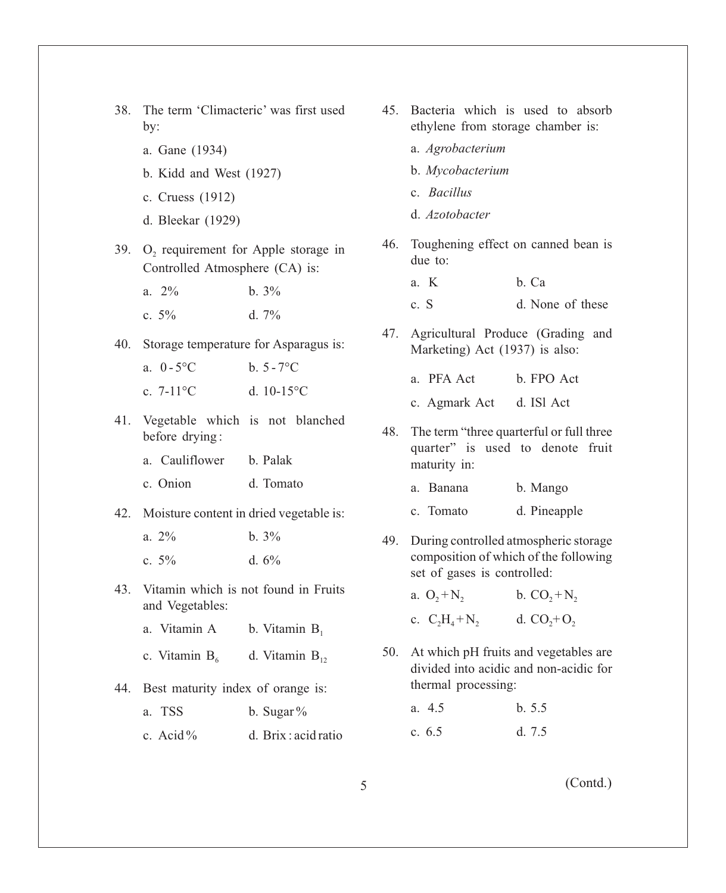38. The term 'Climacteric' was first used by:

    a. Gane (1934)

    b. Kidd and West (1927)

    c. Cruess (1912)

    d. Bleekar (1929)

39. $O_2$ requirement for Apple storage in Controlled Atmosphere (CA) is:

    a. 2% b. 3%

    c. 5% d. 7%

40. Storage temperature for Asparagus is:

    a. 0 - 5°C b. 5 - 7°C

    c. 7-11°C d. 10-15°C

41. Vegetable which is not blanched before drying :

    a. Cauliflower b. Palak

    c. Onion d. Tomato

42. Moisture content in dried vegetable is:

    a. 2% b. 3%

    c. 5% d. 6%

43. Vitamin which is not found in Fruits and Vegetables:

    a. Vitamin A b. Vitamin $B_1$

    c. Vitamin $B_6$ d. Vitamin $B_{12}$

44. Best maturity index of orange is:

    a. TSS b. Sugar%

    c. Acid% d. Brix : acid ratio

45. Bacteria which is used to absorb ethylene from storage chamber is:

    a. *Agrobacterium*

    b. *Mycobacterium*

    c. *Bacillus*

    d. *Azotobacter*

46. Toughening effect on canned bean is due to:

    a. K b. Ca

    c. S d. None of these

47. Agricultural Produce (Grading and Marketing) Act (1937) is also:

    a. PFA Act b. FPO Act

    c. Agmark Act d. ISl Act

48. The term "three quarterful or full three quarter" is used to denote fruit maturity in:

    a. Banana b. Mango

    c. Tomato d. Pineapple

49. During controlled atmospheric storage composition of which of the following set of gases is controlled:

    a. $O_2 + N_2$ b. $CO_2 + N_2$

    c. $C_2H_4 + N_2$ d. $CO_2 + O_2$

50. At which pH fruits and vegetables are divided into acidic and non-acidic for thermal processing:

    a. 4.5 b. 5.5

    c. 6.5 d. 7.5

(Contd.)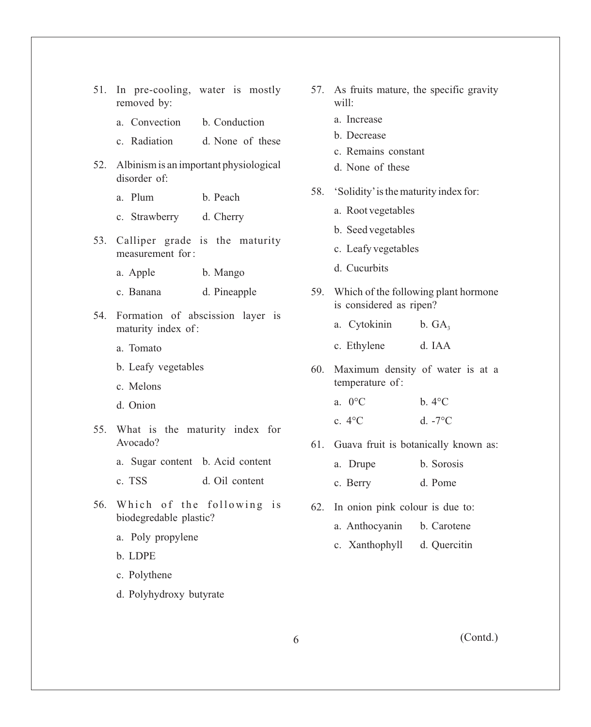51. In pre-cooling, water is mostly removed by:

    a. Convection b. Conduction

    c. Radiation d. None of these

52. Albinism is an important physiological disorder of:

    a. Plum b. Peach

    c. Strawberry d. Cherry

53. Calliper grade is the maturity measurement for :

    a. Apple b. Mango

    c. Banana d. Pineapple

54. Formation of abscission layer is maturity index of :

    a. Tomato

    b. Leafy vegetables

    c. Melons

    d. Onion

55. What is the maturity index for Avocado?

    a. Sugar content b. Acid content

    c. TSS d. Oil content

56. Which of the following is biodegredable plastic?

    a. Poly propylene

    b. LDPE

    c. Polythene

    d. Polyhydroxy butyrate

57. As fruits mature, the specific gravity will:

    a. Increase

    b. Decrease

    c. Remains constant

    d. None of these

58. 'Solidity' is the maturity index for:

    a. Root vegetables

    b. Seed vegetables

    c. Leafy vegetables

    d. Cucurbits

59. Which of the following plant hormone is considered as ripen?

    a. Cytokinin b. $GA_3$

    c. Ethylene d. IAA

60. Maximum density of water is at a temperature of :

    a. 0°C b. 4°C

    c. 4°C d. -7°C

61. Guava fruit is botanically known as:

    a. Drupe b. Sorosis

    c. Berry d. Pome

62. In onion pink colour is due to:

    a. Anthocyanin b. Carotene

    c. Xanthophyll d. Quercitin

(Contd.)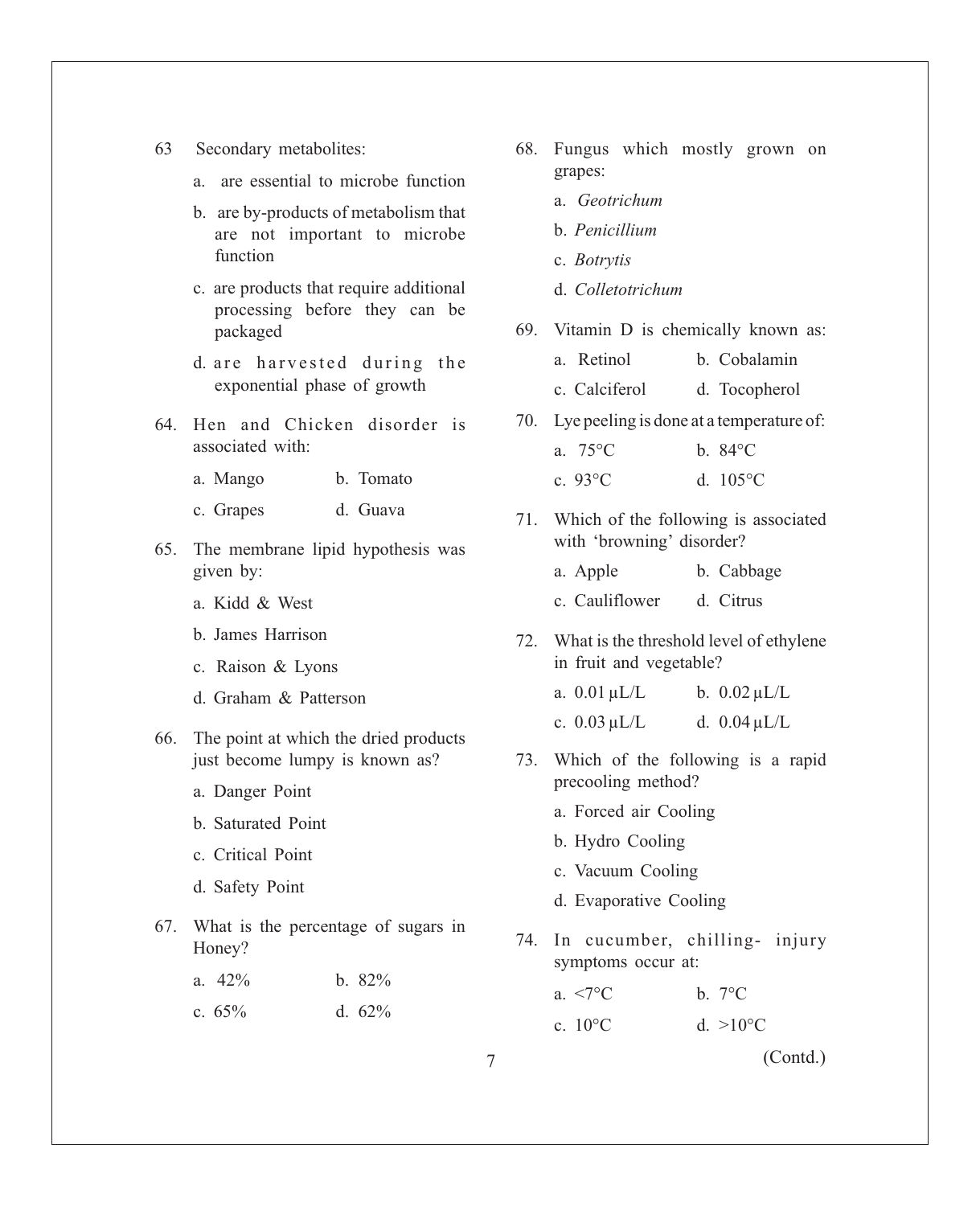63 Secondary metabolites:

a. are essential to microbe function

b. are by-products of metabolism that are not important to microbe function

c. are products that require additional processing before they can be packaged

d. are harvested during the exponential phase of growth

64. Hen and Chicken disorder is associated with:

a. Mango  b. Tomato

c. Grapes  d. Guava

65. The membrane lipid hypothesis was given by:

a. Kidd & West

b. James Harrison

c. Raison & Lyons

d. Graham & Patterson

66. The point at which the dried products just become lumpy is known as?

a. Danger Point

b. Saturated Point

c. Critical Point

d. Safety Point

67. What is the percentage of sugars in Honey?

a. 42%  b. 82%

c. 65%  d. 62%

68. Fungus which mostly grown on grapes:

a. *Geotrichum*

b. *Penicillium*

c. *Botrytis*

d. *Colletotrichum*

69. Vitamin D is chemically known as:

a. Retinol  b. Cobalamin

c. Calciferol  d. Tocopherol

70. Lye peeling is done at a temperature of:

a. 75°C  b. 84°C

c. 93°C  d. 105°C

71. Which of the following is associated with 'browning' disorder?

a. Apple  b. Cabbage

c. Cauliflower  d. Citrus

72. What is the threshold level of ethylene in fruit and vegetable?

a. 0.01 μL/L  b. 0.02 μL/L

c. 0.03 μL/L  d. 0.04 μL/L

73. Which of the following is a rapid precooling method?

a. Forced air Cooling

b. Hydro Cooling

c. Vacuum Cooling

d. Evaporative Cooling

74. In cucumber, chilling- injury symptoms occur at:

a. <7°C  b. 7°C

c. 10°C  d. >10°C

(Contd.)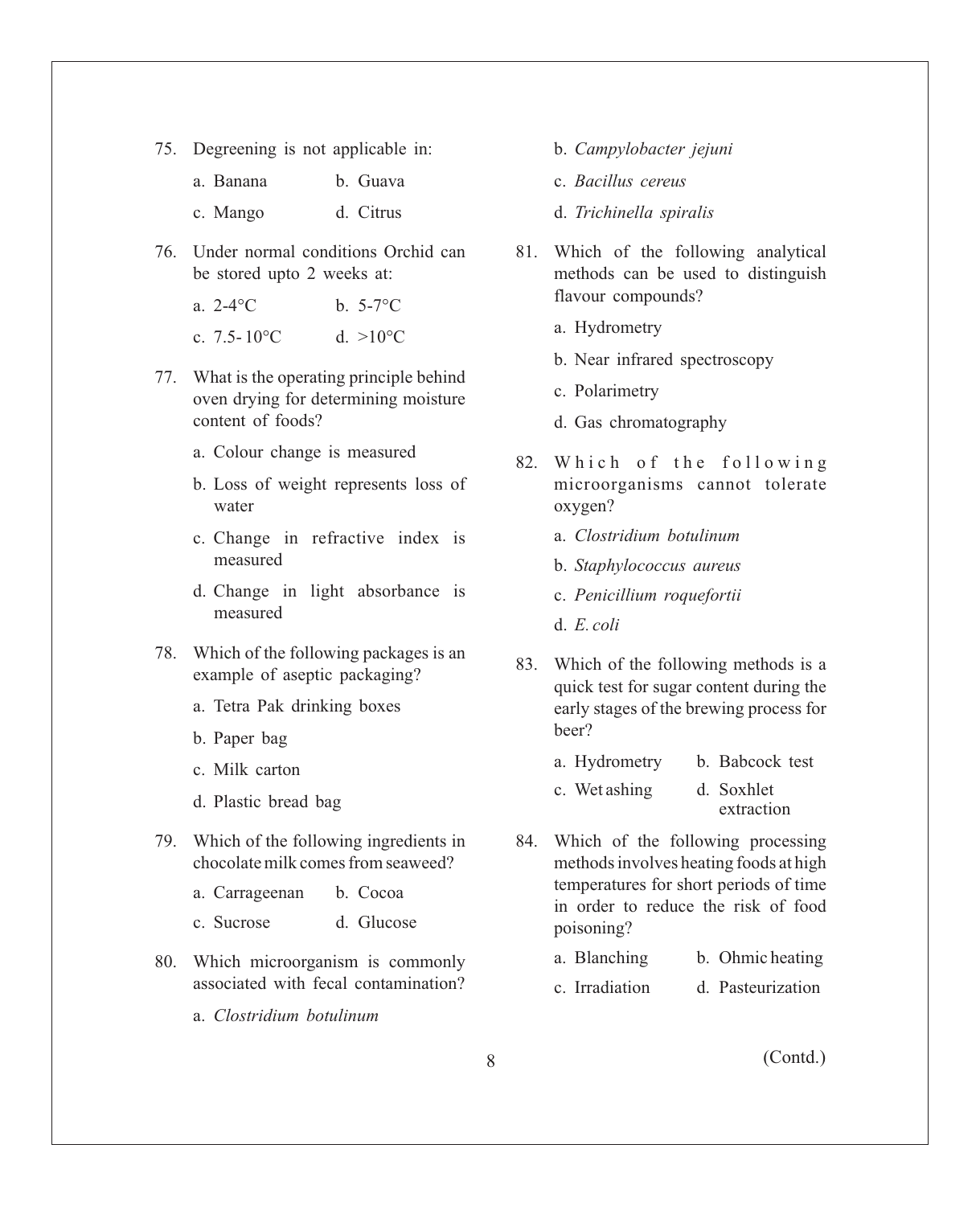75. Degreening is not applicable in:

    a. Banana    b. Guava

    c. Mango    d. Citrus

76. Under normal conditions Orchid can be stored upto 2 weeks at:

    a. 2-4°C    b. 5-7°C

    c. 7.5- 10°C    d. >10°C

77. What is the operating principle behind oven drying for determining moisture content of foods?

    a. Colour change is measured

    b. Loss of weight represents loss of water

    c. Change in refractive index is measured

    d. Change in light absorbance is measured

78. Which of the following packages is an example of aseptic packaging?

    a. Tetra Pak drinking boxes

    b. Paper bag

    c. Milk carton

    d. Plastic bread bag

79. Which of the following ingredients in chocolate milk comes from seaweed?

    a. Carrageenan    b. Cocoa

    c. Sucrose    d. Glucose

80. Which microorganism is commonly associated with fecal contamination?

    a. *Clostridium botulinum*

    b. *Campylobacter jejuni*

    c. *Bacillus cereus*

    d. *Trichinella spiralis*

81. Which of the following analytical methods can be used to distinguish flavour compounds?

    a. Hydrometry

    b. Near infrared spectroscopy

    c. Polarimetry

    d. Gas chromatography

82. Which of the following microorganisms cannot tolerate oxygen?

    a. *Clostridium botulinum*

    b. *Staphylococcus aureus*

    c. *Penicillium roquefortii*

    d. *E. coli*

83. Which of the following methods is a quick test for sugar content during the early stages of the brewing process for beer?

    a. Hydrometry    b. Babcock test

    c. Wet ashing    d. Soxhlet extraction

84. Which of the following processing methods involves heating foods at high temperatures for short periods of time in order to reduce the risk of food poisoning?

    a. Blanching    b. Ohmic heating

    c. Irradiation    d. Pasteurization

(Contd.)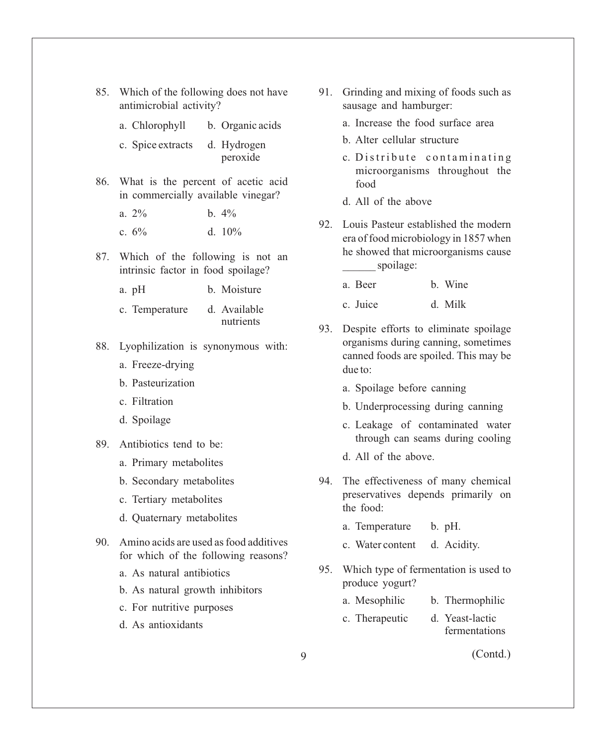85. Which of the following does not have antimicrobial activity?

    a. Chlorophyll
    b. Organic acids
    c. Spice extracts
    d. Hydrogen peroxide

86. What is the percent of acetic acid in commercially available vinegar?

    a. 2%
    b. 4%
    c. 6%
    d. 10%

87. Which of the following is not an intrinsic factor in food spoilage?

    a. pH
    b. Moisture
    c. Temperature
    d. Available nutrients

88. Lyophilization is synonymous with:

    a. Freeze-drying
    b. Pasteurization
    c. Filtration
    d. Spoilage

89. Antibiotics tend to be:

    a. Primary metabolites
    b. Secondary metabolites
    c. Tertiary metabolites
    d. Quaternary metabolites

90. Amino acids are used as food additives for which of the following reasons?

    a. As natural antibiotics
    b. As natural growth inhibitors
    c. For nutritive purposes
    d. As antioxidants

91. Grinding and mixing of foods such as sausage and hamburger:

    a. Increase the food surface area
    b. Alter cellular structure
    c. Distribute contaminating microorganisms throughout the food
    d. All of the above

92. Louis Pasteur established the modern era of food microbiology in 1857 when he showed that microorganisms cause ______ spoilage:

    a. Beer
    b. Wine
    c. Juice
    d. Milk

93. Despite efforts to eliminate spoilage organisms during canning, sometimes canned foods are spoiled. This may be due to:

    a. Spoilage before canning
    b. Underprocessing during canning
    c. Leakage of contaminated water through can seams during cooling
    d. All of the above.

94. The effectiveness of many chemical preservatives depends primarily on the food:

    a. Temperature
    b. pH.
    c. Water content
    d. Acidity.

95. Which type of fermentation is used to produce yogurt?

    a. Mesophilic
    b. Thermophilic
    c. Therapeutic
    d. Yeast-lactic fermentations

(Contd.)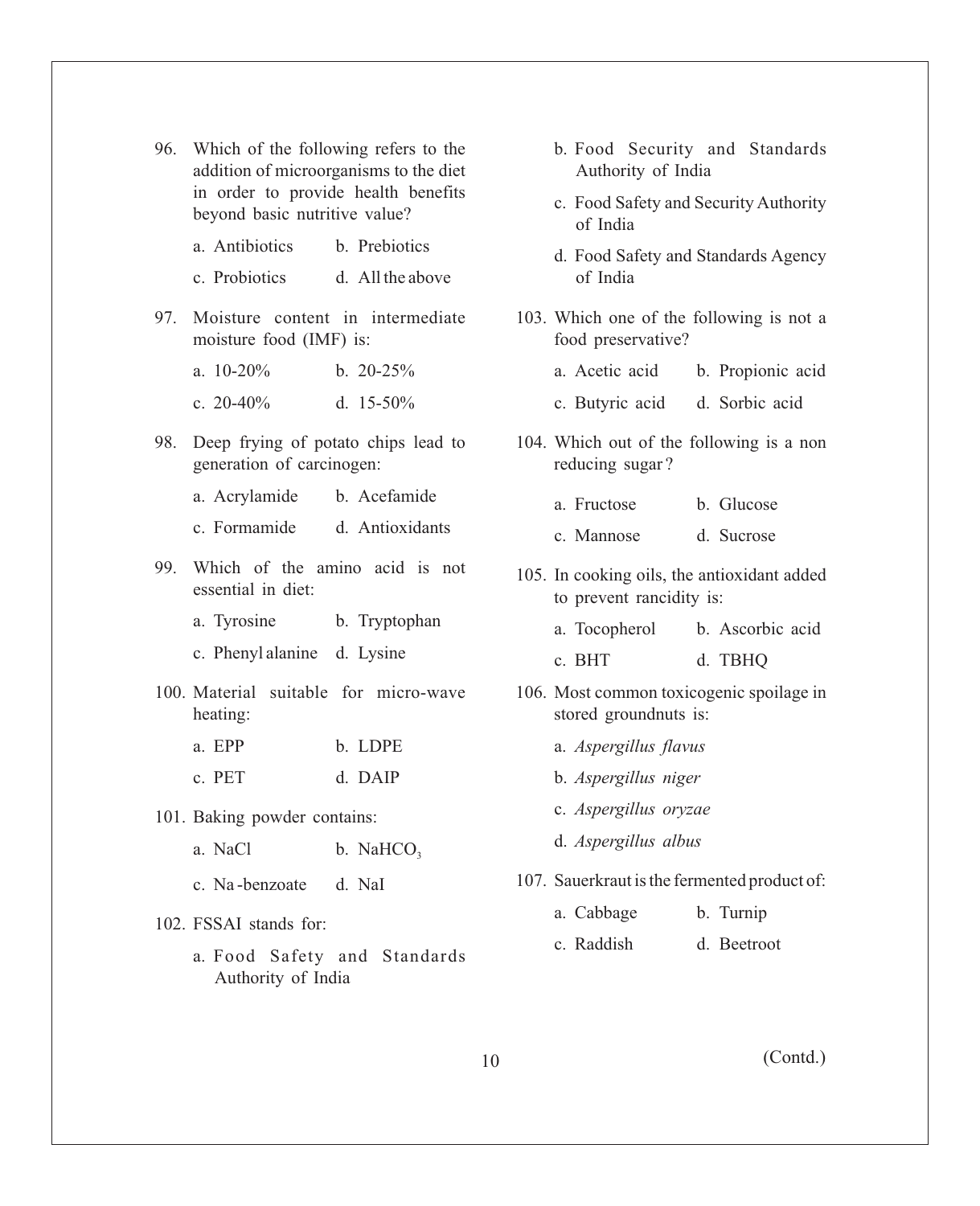96. Which of the following refers to the addition of microorganisms to the diet in order to provide health benefits beyond basic nutritive value?

    a. Antibiotics    b. Prebiotics

    c. Probiotics    d. All the above

97. Moisture content in intermediate moisture food (IMF) is:

    a. 10-20%    b. 20-25%

    c. 20-40%    d. 15-50%

98. Deep frying of potato chips lead to generation of carcinogen:

    a. Acrylamide    b. Acefamide

    c. Formamide    d. Antioxidants

99. Which of the amino acid is not essential in diet:

    a. Tyrosine    b. Tryptophan

    c. Phenyl alanine    d. Lysine

100. Material suitable for micro-wave heating:

    a. EPP    b. LDPE

    c. PET    d. DAIP

101. Baking powder contains:

    a. NaCl    b. $NaHCO_3$

    c. Na-benzoate    d. NaI

102. FSSAI stands for:

    a. Food Safety and Standards Authority of India

    b. Food Security and Standards Authority of India

    c. Food Safety and Security Authority of India

    d. Food Safety and Standards Agency of India

103. Which one of the following is not a food preservative?

    a. Acetic acid    b. Propionic acid

    c. Butyric acid    d. Sorbic acid

104. Which out of the following is a non reducing sugar?

    a. Fructose    b. Glucose

    c. Mannose    d. Sucrose

105. In cooking oils, the antioxidant added to prevent rancidity is:

    a. Tocopherol    b. Ascorbic acid

    c. BHT    d. TBHQ

106. Most common toxicogenic spoilage in stored groundnuts is:

    a. *Aspergillus flavus*

    b. *Aspergillus niger*

    c. *Aspergillus oryzae*

    d. *Aspergillus albus*

107. Sauerkraut is the fermented product of:

    a. Cabbage    b. Turnip

    c. Raddish    d. Beetroot

(Contd.)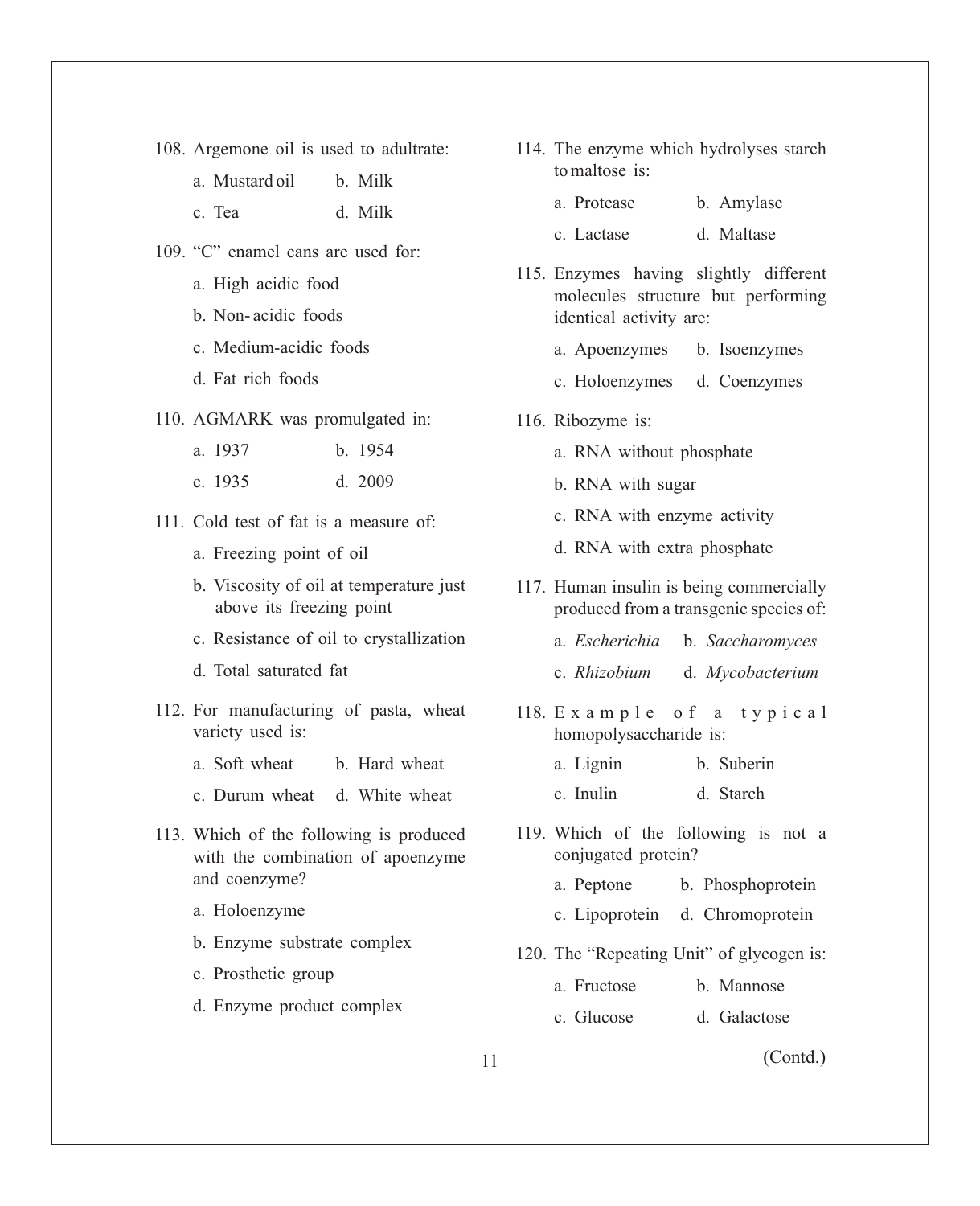108. Argemone oil is used to adultrate:

a. Mustard oil   b. Milk

c. Tea   d. Milk

109. "C" enamel cans are used for:

a. High acidic food

b. Non- acidic foods

c. Medium-acidic foods

d. Fat rich foods

110. AGMARK was promulgated in:

a. 1937   b. 1954

c. 1935   d. 2009

111. Cold test of fat is a measure of:

a. Freezing point of oil

b. Viscosity of oil at temperature just above its freezing point

c. Resistance of oil to crystallization

d. Total saturated fat

112. For manufacturing of pasta, wheat variety used is:

a. Soft wheat   b. Hard wheat

c. Durum wheat   d. White wheat

113. Which of the following is produced with the combination of apoenzyme and coenzyme?

a. Holoenzyme

b. Enzyme substrate complex

c. Prosthetic group

d. Enzyme product complex

114. The enzyme which hydrolyses starch to maltose is:

a. Protease   b. Amylase

c. Lactase   d. Maltase

115. Enzymes having slightly different molecules structure but performing identical activity are:

a. Apoenzymes   b. Isoenzymes

c. Holoenzymes   d. Coenzymes

116. Ribozyme is:

a. RNA without phosphate

b. RNA with sugar

c. RNA with enzyme activity

d. RNA with extra phosphate

117. Human insulin is being commercially produced from a transgenic species of:

a. *Escherichia*   b. *Saccharomyces*

c. *Rhizobium*   d. *Mycobacterium*

118. Example of a typical homopolysaccharide is:

a. Lignin   b. Suberin

c. Inulin   d. Starch

119. Which of the following is not a conjugated protein?

a. Peptone   b. Phosphoprotein

c. Lipoprotein   d. Chromoprotein

120. The "Repeating Unit" of glycogen is:

a. Fructose   b. Mannose

c. Glucose   d. Galactose

(Contd.)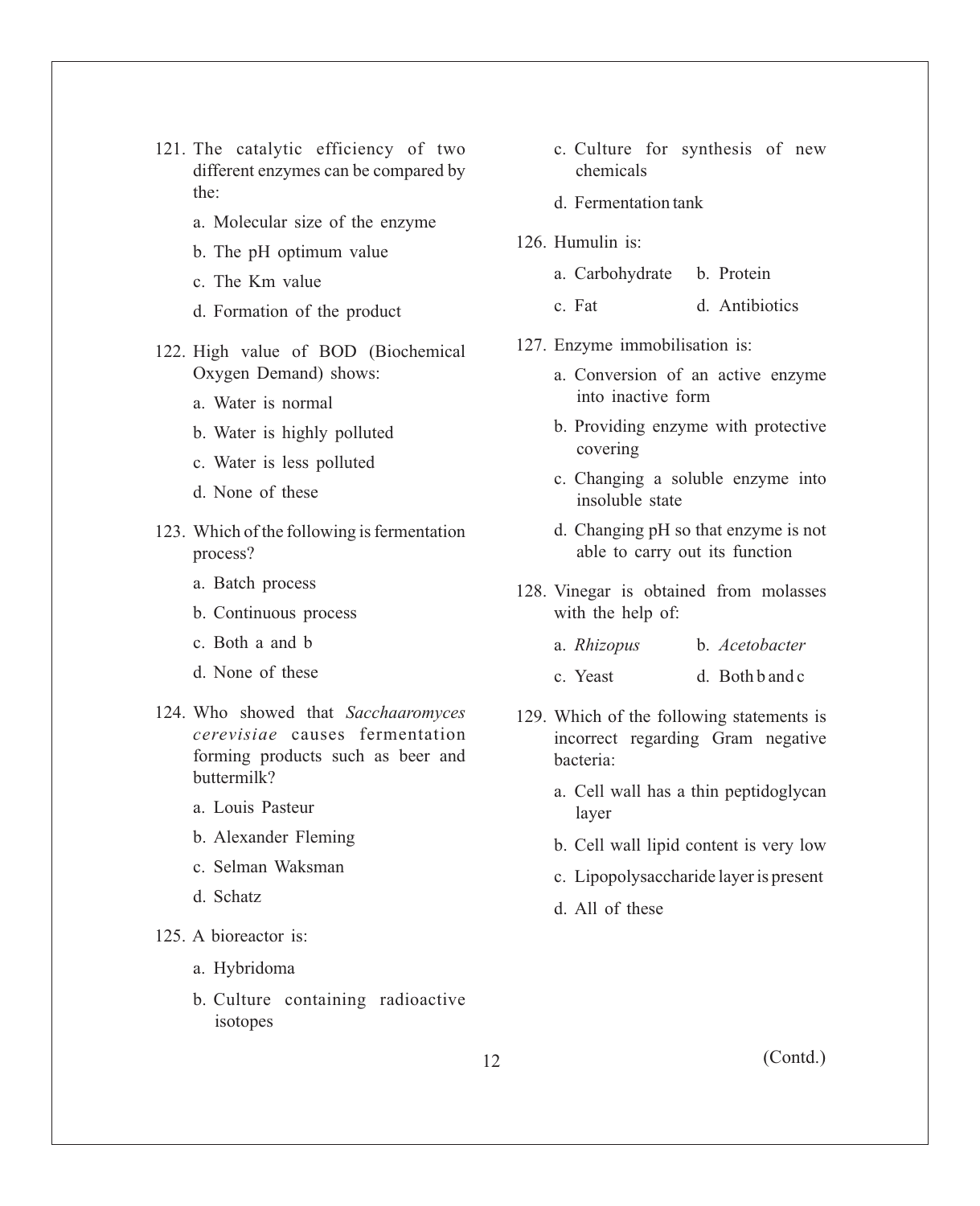121. The catalytic efficiency of two different enzymes can be compared by the:

 a. Molecular size of the enzyme

 b. The pH optimum value

 c. The Km value

 d. Formation of the product

122. High value of BOD (Biochemical Oxygen Demand) shows:

 a. Water is normal

 b. Water is highly polluted

 c. Water is less polluted

 d. None of these

123. Which of the following is fermentation process?

 a. Batch process

 b. Continuous process

 c. Both a and b

 d. None of these

124. Who showed that *Sacchaaromyces cerevisiae* causes fermentation forming products such as beer and buttermilk?

 a. Louis Pasteur

 b. Alexander Fleming

 c. Selman Waksman

 d. Schatz

125. A bioreactor is:

 a. Hybridoma

 b. Culture containing radioactive isotopes

 c. Culture for synthesis of new chemicals

 d. Fermentation tank

126. Humulin is:

 a. Carbohydrate  b. Protein

 c. Fat  d. Antibiotics

127. Enzyme immobilisation is:

 a. Conversion of an active enzyme into inactive form

 b. Providing enzyme with protective covering

 c. Changing a soluble enzyme into insoluble state

 d. Changing pH so that enzyme is not able to carry out its function

128. Vinegar is obtained from molasses with the help of:

 a. *Rhizopus*  b. *Acetobacter*

 c. Yeast  d. Both b and c

129. Which of the following statements is incorrect regarding Gram negative bacteria:

 a. Cell wall has a thin peptidoglycan layer

 b. Cell wall lipid content is very low

 c. Lipopolysaccharide layer is present

 d. All of these

(Contd.)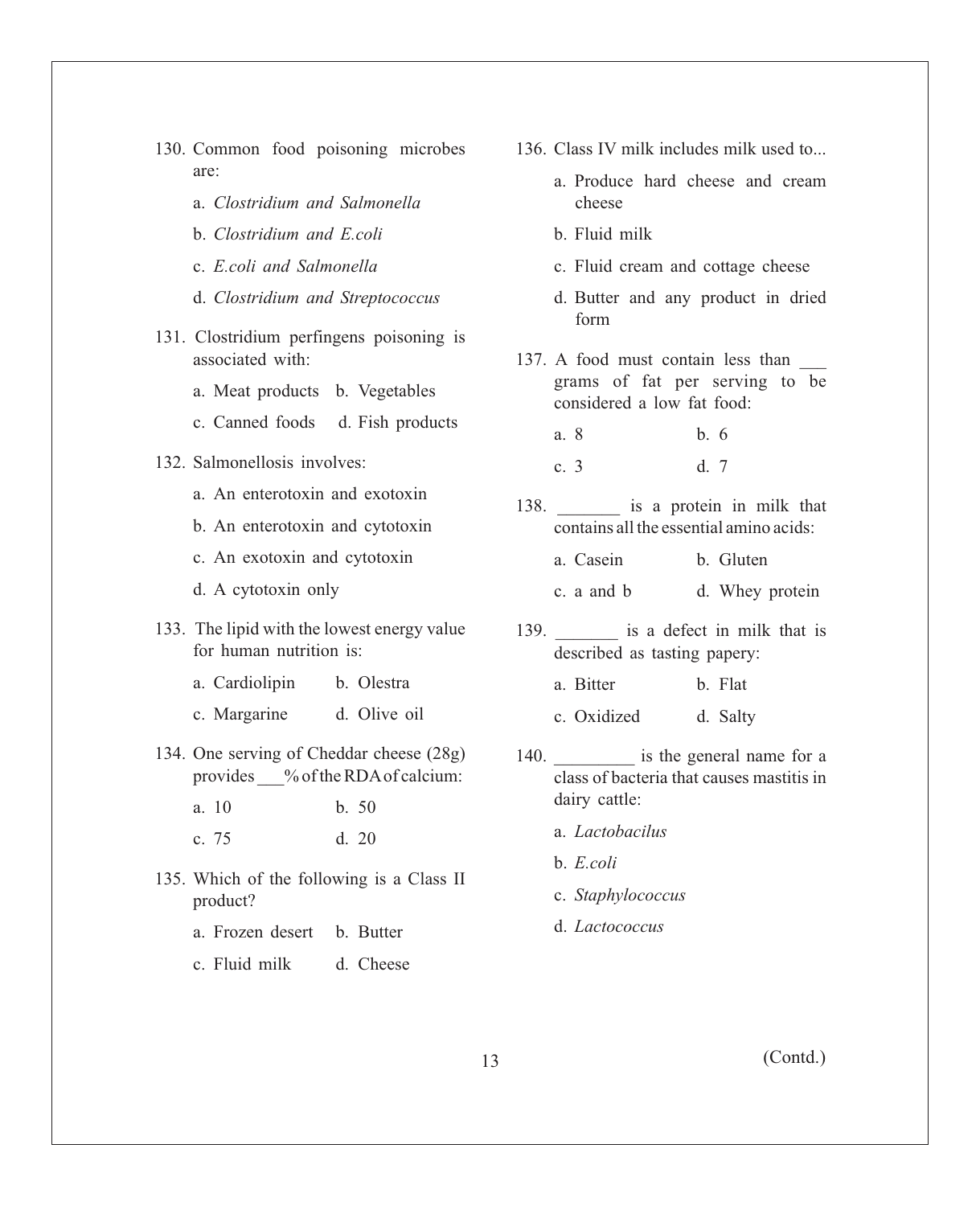130. Common food poisoning microbes are:

   a. *Clostridium and Salmonella*

   b. *Clostridium and E.coli*

   c. *E.coli and Salmonella*

   d. *Clostridium and Streptococcus*

131. Clostridium perfingens poisoning is associated with:

   a. Meat products  b. Vegetables

   c. Canned foods  d. Fish products

132. Salmonellosis involves:

   a. An enterotoxin and exotoxin

   b. An enterotoxin and cytotoxin

   c. An exotoxin and cytotoxin

   d. A cytotoxin only

133. The lipid with the lowest energy value for human nutrition is:

   a. Cardiolipin  b. Olestra

   c. Margarine  d. Olive oil

134. One serving of Cheddar cheese (28g) provides ___% of the RDA of calcium:

   a. 10  b. 50

   c. 75  d. 20

135. Which of the following is a Class II product?

   a. Frozen desert  b. Butter

   c. Fluid milk  d. Cheese

136. Class IV milk includes milk used to...

   a. Produce hard cheese and cream cheese

   b. Fluid milk

   c. Fluid cream and cottage cheese

   d. Butter and any product in dried form

137. A food must contain less than ___ grams of fat per serving to be considered a low fat food:

   a. 8  b. 6

   c. 3  d. 7

138. _______ is a protein in milk that contains all the essential amino acids:

   a. Casein  b. Gluten

   c. a and b  d. Whey protein

139. _______ is a defect in milk that is described as tasting papery:

   a. Bitter  b. Flat

   c. Oxidized  d. Salty

140. _________ is the general name for a class of bacteria that causes mastitis in dairy cattle:

   a. *Lactobacilus*

   b. *E.coli*

   c. *Staphylococcus*

   d. *Lactococcus*

(Contd.)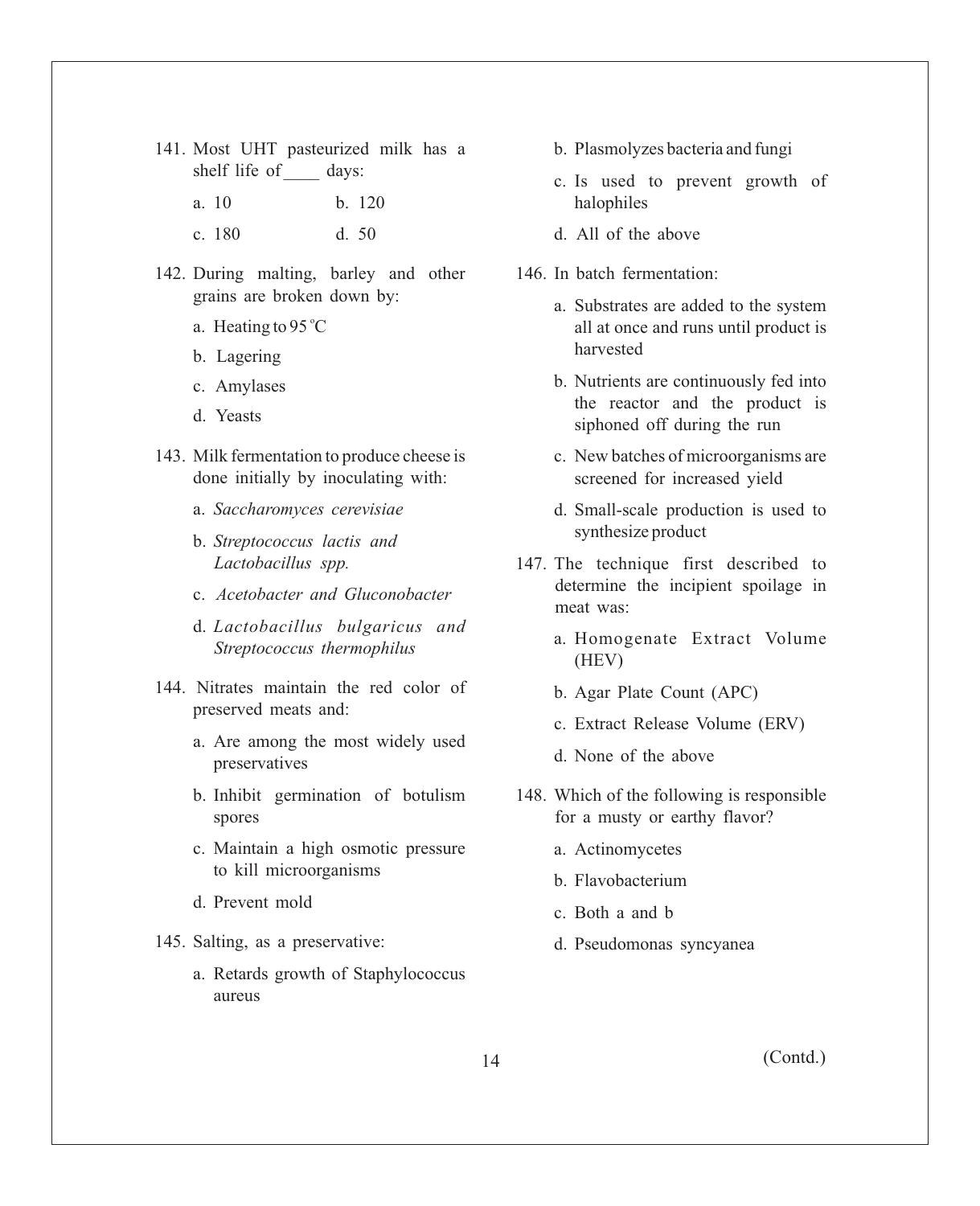141. Most UHT pasteurized milk has a shelf life of ____ days:

   a. 10
   b. 120
   c. 180
   d. 50

142. During malting, barley and other grains are broken down by:

   a. Heating to 95 °C
   b. Lagering
   c. Amylases
   d. Yeasts

143. Milk fermentation to produce cheese is done initially by inoculating with:

   a. *Saccharomyces cerevisiae*
   b. *Streptococcus lactis and Lactobacillus spp.*
   c. *Acetobacter and Gluconobacter*
   d. *Lactobacillus bulgaricus and Streptococcus thermophilus*

144. Nitrates maintain the red color of preserved meats and:

   a. Are among the most widely used preservatives
   b. Inhibit germination of botulism spores
   c. Maintain a high osmotic pressure to kill microorganisms
   d. Prevent mold

145. Salting, as a preservative:

   a. Retards growth of Staphylococcus aureus
   b. Plasmolyzes bacteria and fungi
   c. Is used to prevent growth of halophiles
   d. All of the above

146. In batch fermentation:

   a. Substrates are added to the system all at once and runs until product is harvested
   b. Nutrients are continuously fed into the reactor and the product is siphoned off during the run
   c. New batches of microorganisms are screened for increased yield
   d. Small-scale production is used to synthesize product

147. The technique first described to determine the incipient spoilage in meat was:

   a. Homogenate Extract Volume (HEV)
   b. Agar Plate Count (APC)
   c. Extract Release Volume (ERV)
   d. None of the above

148. Which of the following is responsible for a musty or earthy flavor?

   a. Actinomycetes
   b. Flavobacterium
   c. Both a and b
   d. Pseudomonas syncyanea

(Contd.)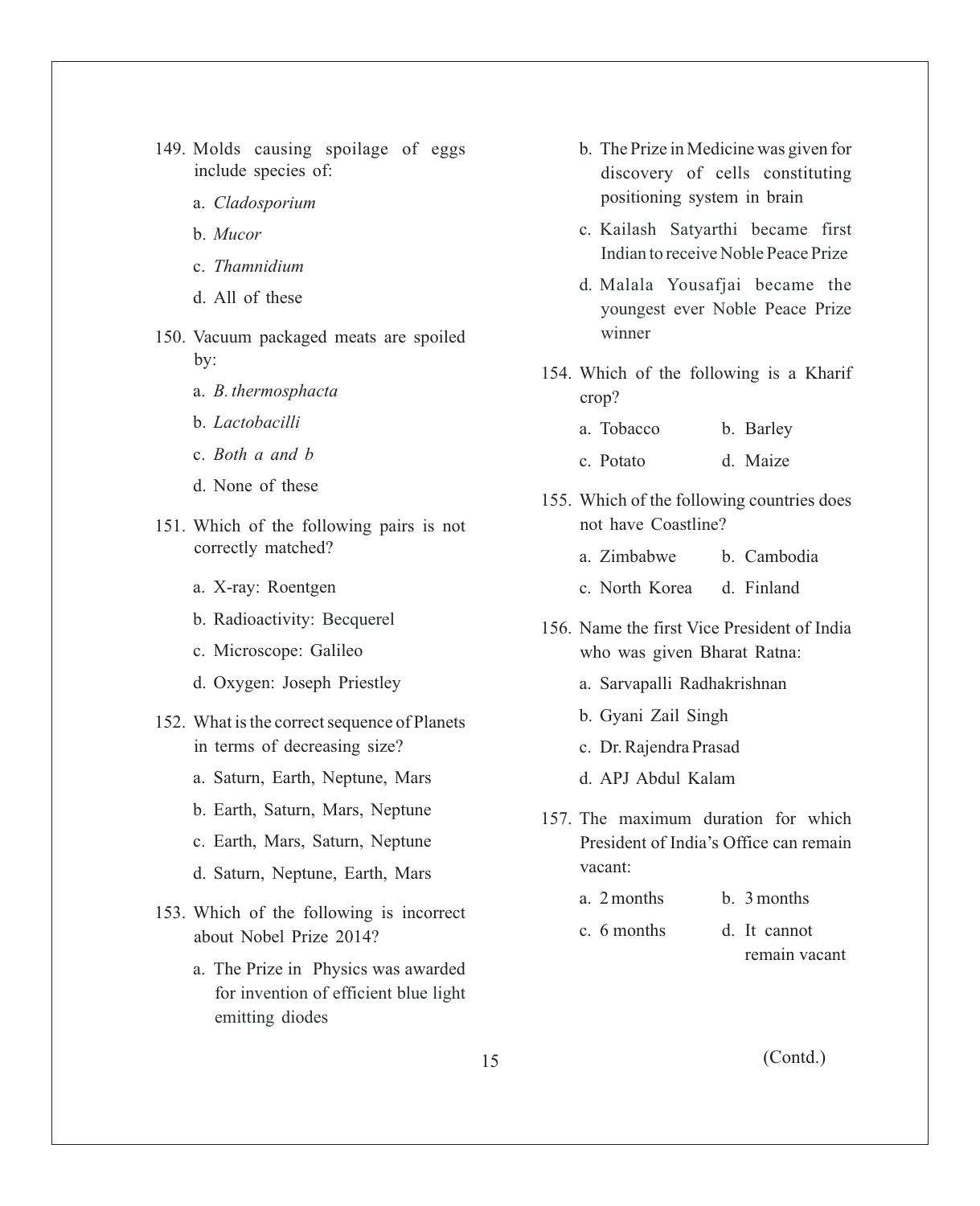149. Molds causing spoilage of eggs include species of:

   a. *Cladosporium*

   b. *Mucor*

   c. *Thamnidium*

   d. All of these

150. Vacuum packaged meats are spoiled by:

   a. *B. thermosphacta*

   b. *Lactobacilli*

   c. *Both a and b*

   d. None of these

151. Which of the following pairs is not correctly matched?

   a. X-ray: Roentgen

   b. Radioactivity: Becquerel

   c. Microscope: Galileo

   d. Oxygen: Joseph Priestley

152. What is the correct sequence of Planets in terms of decreasing size?

   a. Saturn, Earth, Neptune, Mars

   b. Earth, Saturn, Mars, Neptune

   c. Earth, Mars, Saturn, Neptune

   d. Saturn, Neptune, Earth, Mars

153. Which of the following is incorrect about Nobel Prize 2014?

   a. The Prize in Physics was awarded for invention of efficient blue light emitting diodes

   b. The Prize in Medicine was given for discovery of cells constituting positioning system in brain

   c. Kailash Satyarthi became first Indian to receive Noble Peace Prize

   d. Malala Yousafjai became the youngest ever Noble Peace Prize winner

154. Which of the following is a Kharif crop?

   a. Tobacco  b. Barley

   c. Potato  d. Maize

155. Which of the following countries does not have Coastline?

   a. Zimbabwe  b. Cambodia

   c. North Korea  d. Finland

156. Name the first Vice President of India who was given Bharat Ratna:

   a. Sarvapalli Radhakrishnan

   b. Gyani Zail Singh

   c. Dr. Rajendra Prasad

   d. APJ Abdul Kalam

157. The maximum duration for which President of India's Office can remain vacant:

   a. 2 months  b. 3 months

   c. 6 months  d. It cannot remain vacant

(Contd.)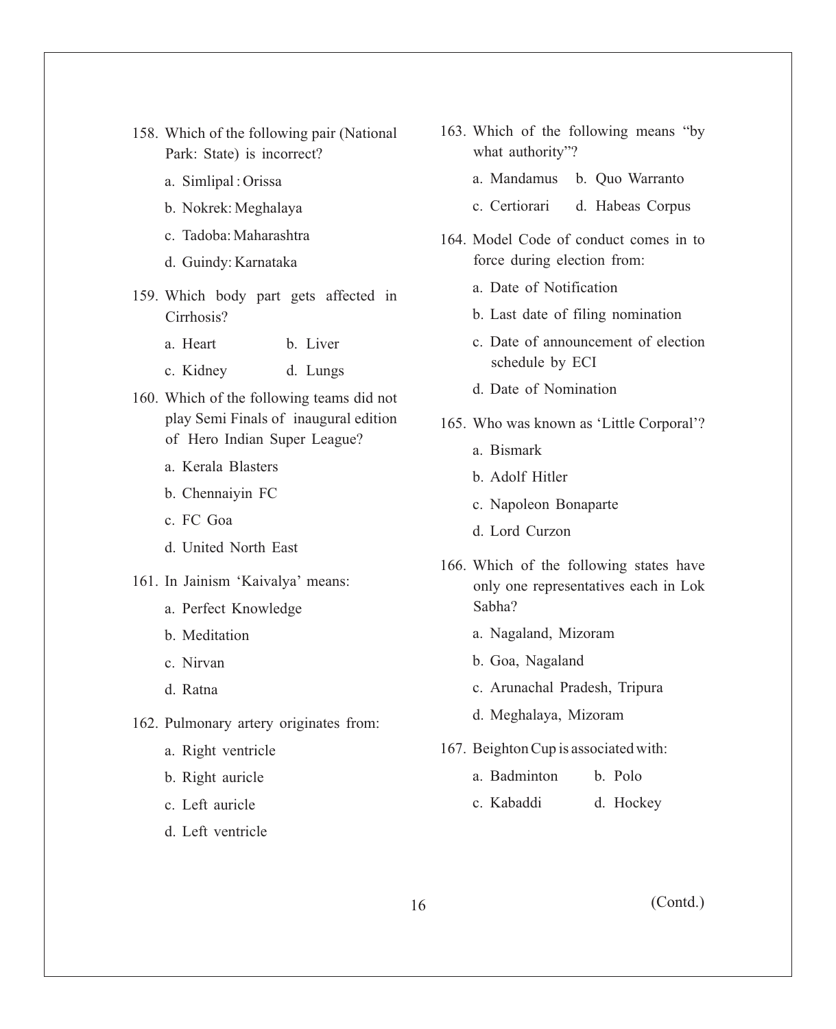158. Which of the following pair (National Park: State) is incorrect?

    a. Simlipal : Orissa

    b. Nokrek: Meghalaya

    c. Tadoba: Maharashtra

    d. Guindy: Karnataka

159. Which body part gets affected in Cirrhosis?

    a. Heart &nbsp;&nbsp;&nbsp;&nbsp; b. Liver

    c. Kidney &nbsp;&nbsp;&nbsp;&nbsp; d. Lungs

160. Which of the following teams did not play Semi Finals of inaugural edition of Hero Indian Super League?

    a. Kerala Blasters

    b. Chennaiyin FC

    c. FC Goa

    d. United North East

161. In Jainism 'Kaivalya' means:

    a. Perfect Knowledge

    b. Meditation

    c. Nirvan

    d. Ratna

162. Pulmonary artery originates from:

    a. Right ventricle

    b. Right auricle

    c. Left auricle

    d. Left ventricle

163. Which of the following means "by what authority"?

    a. Mandamus &nbsp;&nbsp;&nbsp;&nbsp; b. Quo Warranto

    c. Certiorari &nbsp;&nbsp;&nbsp;&nbsp; d. Habeas Corpus

164. Model Code of conduct comes in to force during election from:

    a. Date of Notification

    b. Last date of filing nomination

    c. Date of announcement of election schedule by ECI

    d. Date of Nomination

165. Who was known as 'Little Corporal'?

    a. Bismark

    b. Adolf Hitler

    c. Napoleon Bonaparte

    d. Lord Curzon

166. Which of the following states have only one representatives each in Lok Sabha?

    a. Nagaland, Mizoram

    b. Goa, Nagaland

    c. Arunachal Pradesh, Tripura

    d. Meghalaya, Mizoram

167. Beighton Cup is associated with:

    a. Badminton &nbsp;&nbsp;&nbsp;&nbsp; b. Polo

    c. Kabaddi &nbsp;&nbsp;&nbsp;&nbsp; d. Hockey

(Contd.)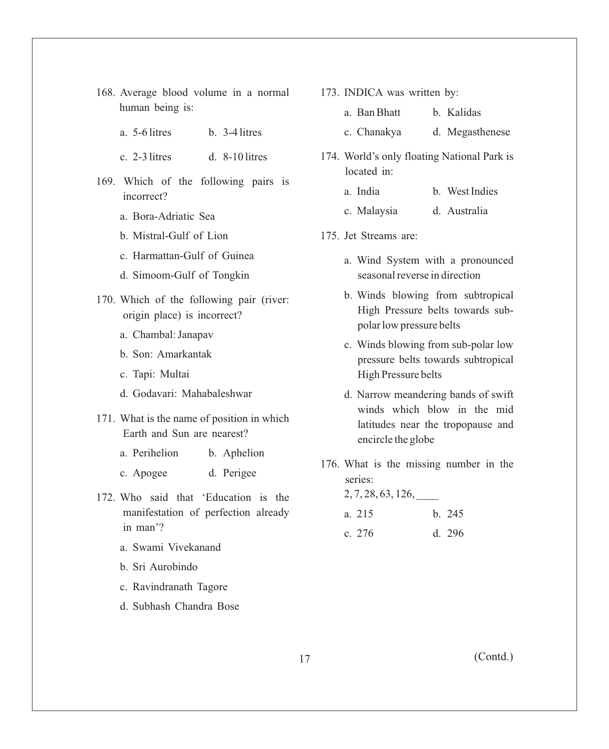168. Average blood volume in a normal human being is:

a. 5-6 litres  b. 3-4 litres

c. 2-3 litres  d. 8-10 litres

169. Which of the following pairs is incorrect?

a. Bora-Adriatic Sea

b. Mistral-Gulf of Lion

c. Harmattan-Gulf of Guinea

d. Simoom-Gulf of Tongkin

170. Which of the following pair (river: origin place) is incorrect?

a. Chambal: Janapav

b. Son: Amarkantak

c. Tapi: Multai

d. Godavari: Mahabaleshwar

171. What is the name of position in which Earth and Sun are nearest?

a. Perihelion  b. Aphelion

c. Apogee  d. Perigee

172. Who said that 'Education is the manifestation of perfection already in man'?

a. Swami Vivekanand

b. Sri Aurobindo

c. Ravindranath Tagore

d. Subhash Chandra Bose

173. INDICA was written by:

a. Ban Bhatt  b. Kalidas

c. Chanakya  d. Megasthenese

174. World's only floating National Park is located in:

a. India  b. West Indies

c. Malaysia  d. Australia

175. Jet Streams are:

a. Wind System with a pronounced seasonal reverse in direction

b. Winds blowing from subtropical High Pressure belts towards sub-polar low pressure belts

c. Winds blowing from sub-polar low pressure belts towards subtropical High Pressure belts

d. Narrow meandering bands of swift winds which blow in the mid latitudes near the tropopause and encircle the globe

176. What is the missing number in the series:

2, 7, 28, 63, 126, ____

a. 215  b. 245

c. 276  d. 296

(Contd.)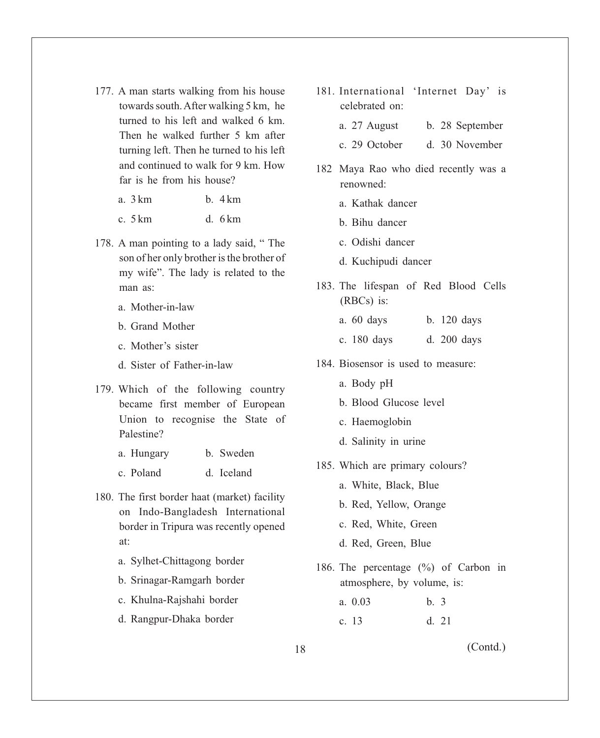177. A man starts walking from his house towards south. After walking 5 km, he turned to his left and walked 6 km. Then he walked further 5 km after turning left. Then he turned to his left and continued to walk for 9 km. How far is he from his house?

   a. 3 km  b. 4 km
   c. 5 km  d. 6 km

178. A man pointing to a lady said, " The son of her only brother is the brother of my wife". The lady is related to the man as:

   a. Mother-in-law
   b. Grand Mother
   c. Mother's sister
   d. Sister of Father-in-law

179. Which of the following country became first member of European Union to recognise the State of Palestine?

   a. Hungary  b. Sweden
   c. Poland  d. Iceland

180. The first border haat (market) facility on Indo-Bangladesh International border in Tripura was recently opened at:

   a. Sylhet-Chittagong border
   b. Srinagar-Ramgarh border
   c. Khulna-Rajshahi border
   d. Rangpur-Dhaka border

181. International 'Internet Day' is celebrated on:

   a. 27 August  b. 28 September
   c. 29 October  d. 30 November

182 Maya Rao who died recently was a renowned:

   a. Kathak dancer
   b. Bihu dancer
   c. Odishi dancer
   d. Kuchipudi dancer

183. The lifespan of Red Blood Cells (RBCs) is:

   a. 60 days  b. 120 days
   c. 180 days  d. 200 days

184. Biosensor is used to measure:

   a. Body pH
   b. Blood Glucose level
   c. Haemoglobin
   d. Salinity in urine

185. Which are primary colours?

   a. White, Black, Blue
   b. Red, Yellow, Orange
   c. Red, White, Green
   d. Red, Green, Blue

186. The percentage (%) of Carbon in atmosphere, by volume, is:

   a. 0.03  b. 3
   c. 13  d. 21

(Contd.)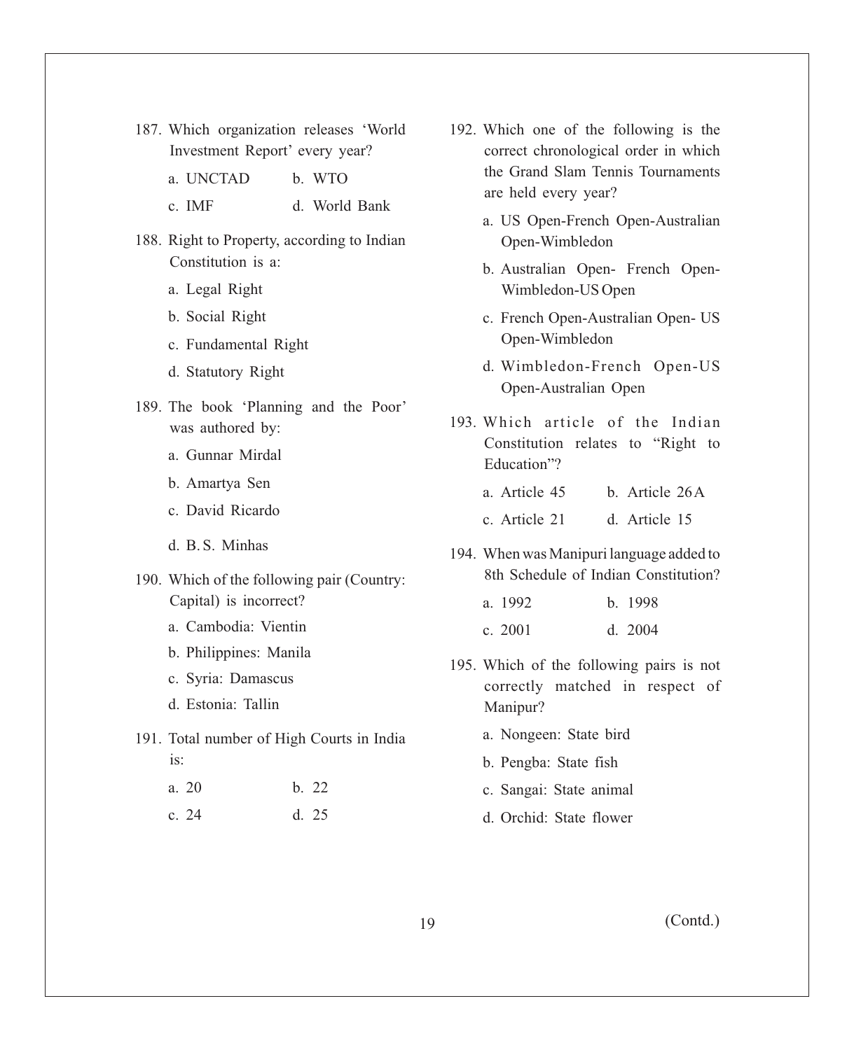187. Which organization releases 'World Investment Report' every year?

   a. UNCTAD  b. WTO

   c. IMF  d. World Bank

188. Right to Property, according to Indian Constitution is a:

   a. Legal Right

   b. Social Right

   c. Fundamental Right

   d. Statutory Right

189. The book 'Planning and the Poor' was authored by:

   a. Gunnar Mirdal

   b. Amartya Sen

   c. David Ricardo

   d. B. S. Minhas

190. Which of the following pair (Country: Capital) is incorrect?

   a. Cambodia: Vientin

   b. Philippines: Manila

   c. Syria: Damascus

   d. Estonia: Tallin

191. Total number of High Courts in India is:

   a. 20  b. 22

   c. 24  d. 25

192. Which one of the following is the correct chronological order in which the Grand Slam Tennis Tournaments are held every year?

   a. US Open-French Open-Australian Open-Wimbledon

   b. Australian Open- French Open-Wimbledon-US Open

   c. French Open-Australian Open- US Open-Wimbledon

   d. Wimbledon-French Open-US Open-Australian Open

193. Which article of the Indian Constitution relates to "Right to Education"?

   a. Article 45  b. Article 26A

   c. Article 21  d. Article 15

194. When was Manipuri language added to 8th Schedule of Indian Constitution?

   a. 1992  b. 1998

   c. 2001  d. 2004

195. Which of the following pairs is not correctly matched in respect of Manipur?

   a. Nongeen: State bird

   b. Pengba: State fish

   c. Sangai: State animal

   d. Orchid: State flower

(Contd.)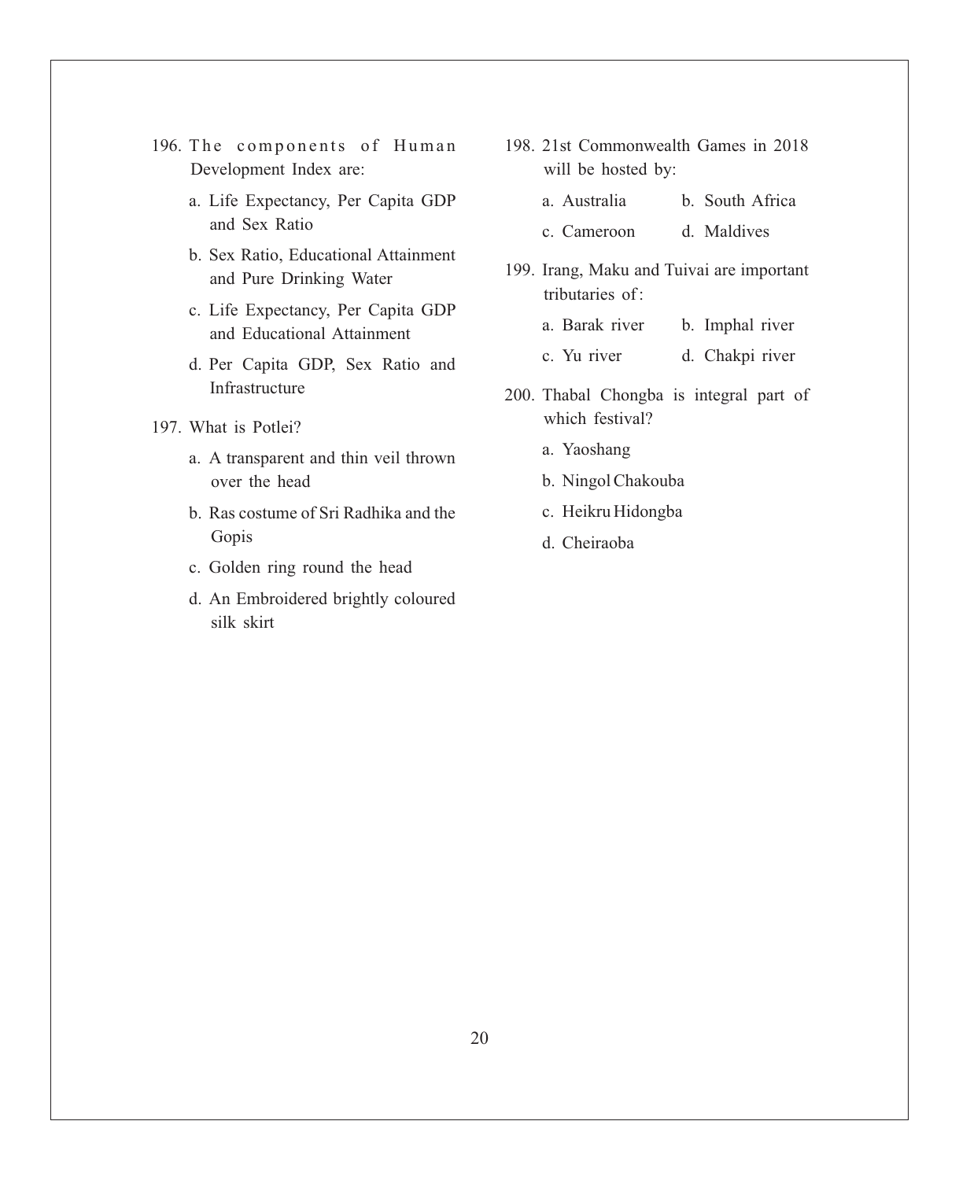196. The components of Human Development Index are:

   a. Life Expectancy, Per Capita GDP and Sex Ratio

   b. Sex Ratio, Educational Attainment and Pure Drinking Water

   c. Life Expectancy, Per Capita GDP and Educational Attainment

   d. Per Capita GDP, Sex Ratio and Infrastructure

197. What is Potlei?

   a. A transparent and thin veil thrown over the head

   b. Ras costume of Sri Radhika and the Gopis

   c. Golden ring round the head

   d. An Embroidered brightly coloured silk skirt

198. 21st Commonwealth Games in 2018 will be hosted by:

   a. Australia  b. South Africa

   c. Cameroon  d. Maldives

199. Irang, Maku and Tuivai are important tributaries of:

   a. Barak river  b. Imphal river

   c. Yu river  d. Chakpi river

200. Thabal Chongba is integral part of which festival?

   a. Yaoshang

   b. Ningol Chakouba

   c. Heikru Hidongba

   d. Cheiraoba